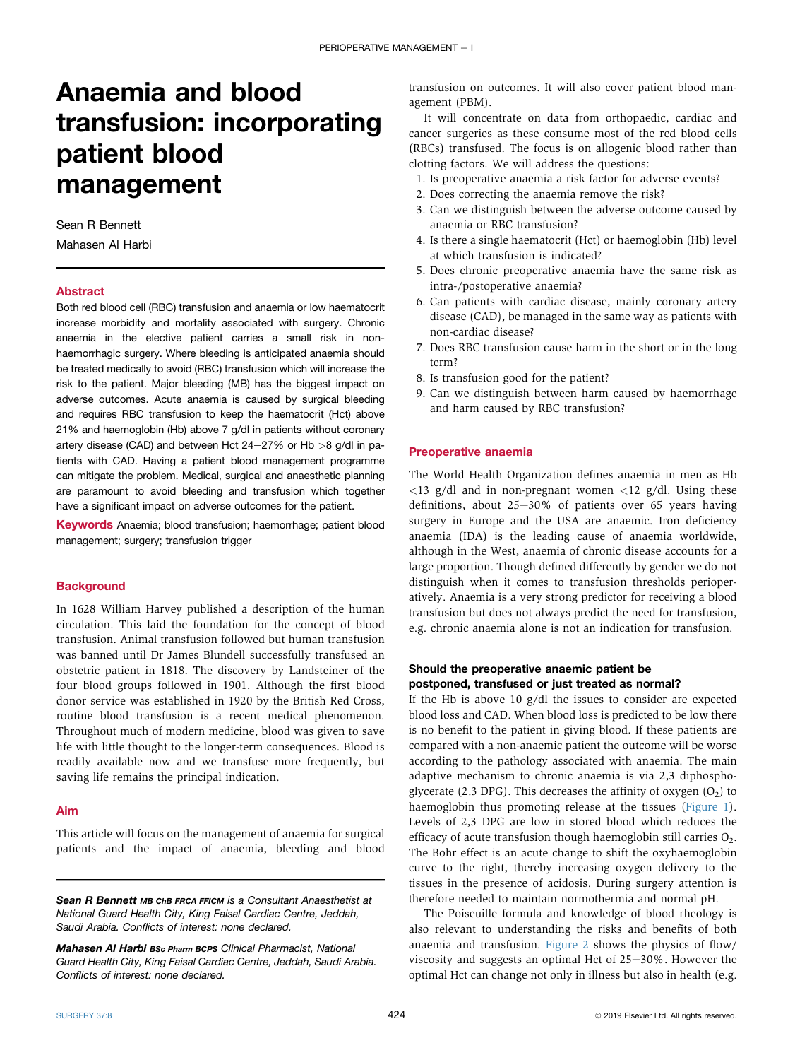# Anaemia and blood transfusion: incorporating patient blood management

Sean R Bennett

Mahasen Al Harbi

## Abstract

Both red blood cell (RBC) transfusion and anaemia or low haematocrit increase morbidity and mortality associated with surgery. Chronic anaemia in the elective patient carries a small risk in non-haemorrhagic surgery. Where bleeding is anticipated anaemia should be treated medically to avoid (RBC) transfusion which will increase the risk to the patient. Major bleeding (MB) has the biggest impact on adverse outcomes. Acute anaemia is caused by surgical bleeding and requires RBC transfusion to keep the haematocrit (Hct) above 21% and haemoglobin (Hb) above 7 g/dl in patients without coronary artery disease (CAD) and between Hct 24–27% or Hb >8 g/dl in patients with CAD. Having a patient blood management programme can mitigate the problem. Medical, surgical and anaesthetic planning are paramount to avoid bleeding and transfusion which together have a significant impact on adverse outcomes for the patient.

**Keywords** Anaemia; blood transfusion; haemorrhage; patient blood management; surgery; transfusion trigger

## Background

In 1628 William Harvey published a description of the human circulation. This laid the foundation for the concept of blood transfusion. Animal transfusion followed but human transfusion was banned until Dr James Blundell successfully transfused an obstetric patient in 1818. The discovery by Landsteiner of the four blood groups followed in 1901. Although the first blood donor service was established in 1920 by the British Red Cross, routine blood transfusion is a recent medical phenomenon. Throughout much of modern medicine, blood was given to save life with little thought to the longer-term consequences. Blood is readily available now and we transfuse more frequently, but saving life remains the principal indication.

## Aim

This article will focus on the management of anaemia for surgical patients and the impact of anaemia, bleeding and blood transfusion on outcomes. It will also cover patient blood management (PBM).

It will concentrate on data from orthopaedic, cardiac and cancer surgeries as these consume most of the red blood cells (RBCs) transfused. The focus is on allogenic blood rather than clotting factors. We will address the questions:

1. Is preoperative anaemia a risk factor for adverse events?
2. Does correcting the anaemia remove the risk?
3. Can we distinguish between the adverse outcome caused by anaemia or RBC transfusion?
4. Is there a single haematocrit (Hct) or haemoglobin (Hb) level at which transfusion is indicated?
5. Does chronic preoperative anaemia have the same risk as intra-/postoperative anaemia?
6. Can patients with cardiac disease, mainly coronary artery disease (CAD), be managed in the same way as patients with non-cardiac disease?
7. Does RBC transfusion cause harm in the short or in the long term?
8. Is transfusion good for the patient?
9. Can we distinguish between harm caused by haemorrhage and harm caused by RBC transfusion?

## Preoperative anaemia

The World Health Organization defines anaemia in men as Hb <13 g/dl and in non-pregnant women <12 g/dl. Using these definitions, about 25–30% of patients over 65 years having surgery in Europe and the USA are anaemic. Iron deficiency anaemia (IDA) is the leading cause of anaemia worldwide, although in the West, anaemia of chronic disease accounts for a large proportion. Though defined differently by gender we do not distinguish when it comes to transfusion thresholds perioperatively. Anaemia is a very strong predictor for receiving a blood transfusion but does not always predict the need for transfusion, e.g. chronic anaemia alone is not an indication for transfusion.

### Should the preoperative anaemic patient be postponed, transfused or just treated as normal?

If the Hb is above 10 g/dl the issues to consider are expected blood loss and CAD. When blood loss is predicted to be low there is no benefit to the patient in giving blood. If these patients are compared with a non-anaemic patient the outcome will be worse according to the pathology associated with anaemia. The main adaptive mechanism to chronic anaemia is via 2,3 diphosphoglycerate (2,3 DPG). This decreases the affinity of oxygen ($O_2$) to haemoglobin thus promoting release at the tissues (Figure 1). Levels of 2,3 DPG are low in stored blood which reduces the efficacy of acute transfusion though haemoglobin still carries $O_2$. The Bohr effect is an acute change to shift the oxyhaemoglobin curve to the right, thereby increasing oxygen delivery to the tissues in the presence of acidosis. During surgery attention is therefore needed to maintain normothermia and normal pH.

The Poiseuille formula and knowledge of blood rheology is also relevant to understanding the risks and benefits of both anaemia and transfusion. Figure 2 shows the physics of flow/viscosity and suggests an optimal Hct of 25–30%. However the optimal Hct can change not only in illness but also in health (e.g.

*Sean R Bennett MB ChB FRCA FFICM is a Consultant Anaesthetist at National Guard Health City, King Faisal Cardiac Centre, Jeddah, Saudi Arabia. Conflicts of interest: none declared.*

*Mahasen Al Harbi BSc Pharm BCPS Clinical Pharmacist, National Guard Health City, King Faisal Cardiac Centre, Jeddah, Saudi Arabia. Conflicts of interest: none declared.*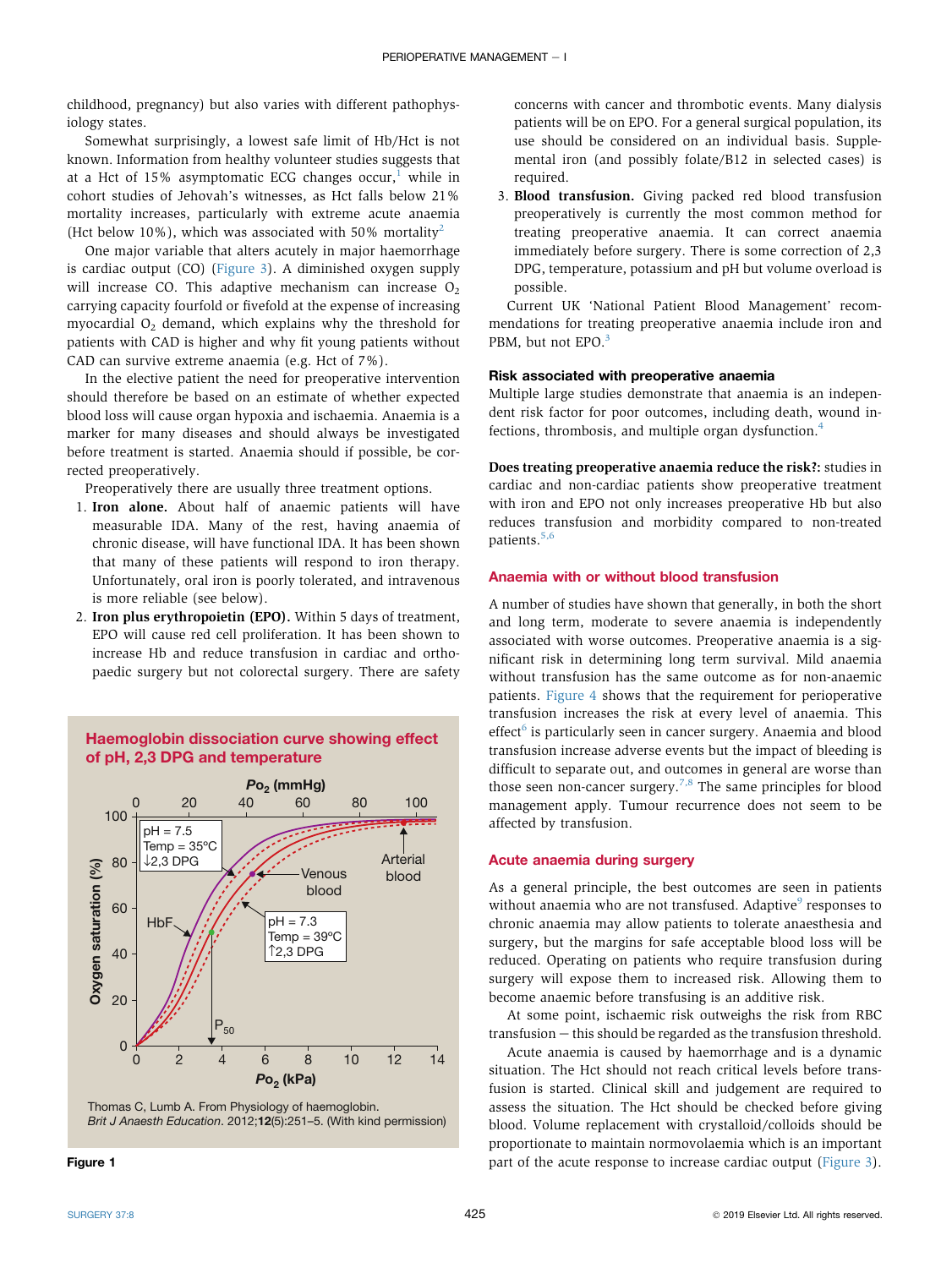childhood, pregnancy) but also varies with different pathophysiology states.

Somewhat surprisingly, a lowest safe limit of Hb/Hct is not known. Information from healthy volunteer studies suggests that at a Hct of 15% asymptomatic ECG changes occur,[1] while in cohort studies of Jehovah's witnesses, as Hct falls below 21% mortality increases, particularly with extreme acute anaemia (Hct below 10%), which was associated with 50% mortality[2]

One major variable that alters acutely in major haemorrhage is cardiac output (CO) (Figure 3). A diminished oxygen supply will increase CO. This adaptive mechanism can increase $O_2$ carrying capacity fourfold or fivefold at the expense of increasing myocardial $O_2$ demand, which explains why the threshold for patients with CAD is higher and why fit young patients without CAD can survive extreme anaemia (e.g. Hct of 7%).

In the elective patient the need for preoperative intervention should therefore be based on an estimate of whether expected blood loss will cause organ hypoxia and ischaemia. Anaemia is a marker for many diseases and should always be investigated before treatment is started. Anaemia should if possible, be corrected preoperatively.

Preoperatively there are usually three treatment options.

1. **Iron alone.** About half of anaemic patients will have measurable IDA. Many of the rest, having anaemia of chronic disease, will have functional IDA. It has been shown that many of these patients will respond to iron therapy. Unfortunately, oral iron is poorly tolerated, and intravenous is more reliable (see below).
2. **Iron plus erythropoietin (EPO).** Within 5 days of treatment, EPO will cause red cell proliferation. It has been shown to increase Hb and reduce transfusion in cardiac and orthopaedic surgery but not colorectal surgery. There are safety concerns with cancer and thrombotic events. Many dialysis patients will be on EPO. For a general surgical population, its use should be considered on an individual basis. Supplemental iron (and possibly folate/B12 in selected cases) is required.
3. **Blood transfusion.** Giving packed red blood transfusion preoperatively is currently the most common method for treating preoperative anaemia. It can correct anaemia immediately before surgery. There is some correction of 2,3 DPG, temperature, potassium and pH but volume overload is possible.

Current UK 'National Patient Blood Management' recommendations for treating preoperative anaemia include iron and PBM, but not EPO.[3]

**Haemoglobin dissociation curve showing effect of pH, 2,3 DPG and temperature**

Thomas C, Lumb A. From Physiology of haemoglobin. *Brit J Anaesth Education*. 2012;**12**(5):251–5. (With kind permission)

**Figure 1**

### Risk associated with preoperative anaemia

Multiple large studies demonstrate that anaemia is an independent risk factor for poor outcomes, including death, wound infections, thrombosis, and multiple organ dysfunction.[4]

**Does treating preoperative anaemia reduce the risk?:** studies in cardiac and non-cardiac patients show preoperative treatment with iron and EPO not only increases preoperative Hb but also reduces transfusion and morbidity compared to non-treated patients.[5,6]

## Anaemia with or without blood transfusion

A number of studies have shown that generally, in both the short and long term, moderate to severe anaemia is independently associated with worse outcomes. Preoperative anaemia is a significant risk in determining long term survival. Mild anaemia without transfusion has the same outcome as for non-anaemic patients. Figure 4 shows that the requirement for perioperative transfusion increases the risk at every level of anaemia. This effect[6] is particularly seen in cancer surgery. Anaemia and blood transfusion increase adverse events but the impact of bleeding is difficult to separate out, and outcomes in general are worse than those seen non-cancer surgery.[7,8] The same principles for blood management apply. Tumour recurrence does not seem to be affected by transfusion.

## Acute anaemia during surgery

As a general principle, the best outcomes are seen in patients without anaemia who are not transfused. Adaptive[9] responses to chronic anaemia may allow patients to tolerate anaesthesia and surgery, but the margins for safe acceptable blood loss will be reduced. Operating on patients who require transfusion during surgery will expose them to increased risk. Allowing them to become anaemic before transfusing is an additive risk.

At some point, ischaemic risk outweighs the risk from RBC transfusion – this should be regarded as the transfusion threshold.

Acute anaemia is caused by haemorrhage and is a dynamic situation. The Hct should not reach critical levels before transfusion is started. Clinical skill and judgement are required to assess the situation. The Hct should be checked before giving blood. Volume replacement with crystalloid/colloids should be proportionate to maintain normovolaemia which is an important part of the acute response to increase cardiac output (Figure 3).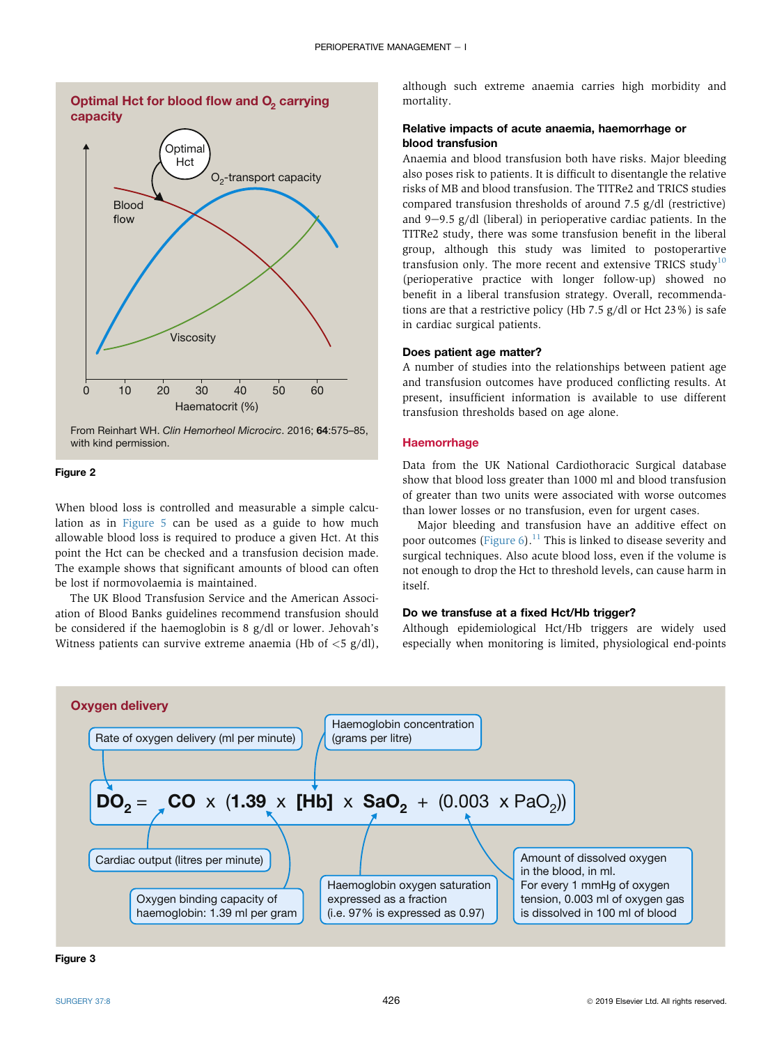**Optimal Hct for blood flow and $O_2$ carrying capacity**

Optimal Hct

$O_2$-transport capacity

Blood flow

Viscosity

0 10 20 30 40 50 60

Haematocrit (%)

From Reinhart WH. *Clin Hemorheol Microcirc*. 2016; **64**:575–85, with kind permission.

**Figure 2**

When blood loss is controlled and measurable a simple calculation as in Figure 5 can be used as a guide to how much allowable blood loss is required to produce a given Hct. At this point the Hct can be checked and a transfusion decision made. The example shows that significant amounts of blood can often be lost if normovolaemia is maintained.

The UK Blood Transfusion Service and the American Association of Blood Banks guidelines recommend transfusion should be considered if the haemoglobin is 8 g/dl or lower. Jehovah's Witness patients can survive extreme anaemia (Hb of <5 g/dl), although such extreme anaemia carries high morbidity and mortality.

### Relative impacts of acute anaemia, haemorrhage or blood transfusion

Anaemia and blood transfusion both have risks. Major bleeding also poses risk to patients. It is difficult to disentangle the relative risks of MB and blood transfusion. The TITRe2 and TRICS studies compared transfusion thresholds of around 7.5 g/dl (restrictive) and 9–9.5 g/dl (liberal) in perioperative cardiac patients. In the TITRe2 study, there was some transfusion benefit in the liberal group, although this study was limited to postoperartive transfusion only. The more recent and extensive TRICS study[10] (perioperative practice with longer follow-up) showed no benefit in a liberal transfusion strategy. Overall, recommendations are that a restrictive policy (Hb 7.5 g/dl or Hct 23%) is safe in cardiac surgical patients.

### Does patient age matter?

A number of studies into the relationships between patient age and transfusion outcomes have produced conflicting results. At present, insufficient information is available to use different transfusion thresholds based on age alone.

## Haemorrhage

Data from the UK National Cardiothoracic Surgical database show that blood loss greater than 1000 ml and blood transfusion of greater than two units were associated with worse outcomes than lower losses or no transfusion, even for urgent cases.

Major bleeding and transfusion have an additive effect on poor outcomes (Figure 6).[11] This is linked to disease severity and surgical techniques. Also acute blood loss, even if the volume is not enough to drop the Hct to threshold levels, can cause harm in itself.

### Do we transfuse at a fixed Hct/Hb trigger?

Although epidemiological Hct/Hb triggers are widely used especially when monitoring is limited, physiological end-points

**Oxygen delivery**

$$DO_2 = CO \times (1.39 \times [Hb] \times SaO_2 + (0.003 \times PaO_2))$$

- $DO_2$: Rate of oxygen delivery (ml per minute)
- $[Hb]$: Haemoglobin concentration (grams per litre)
- $CO$: Cardiac output (litres per minute)
- 1.39: Oxygen binding capacity of haemoglobin: 1.39 ml per gram
- $SaO_2$: Haemoglobin oxygen saturation expressed as a fraction (i.e. 97% is expressed as 0.97)
- $0.003 \times PaO_2$: Amount of dissolved oxygen in the blood, in ml. For every 1 mmHg of oxygen tension, 0.003 ml of oxygen gas is dissolved in 100 ml of blood

**Figure 3**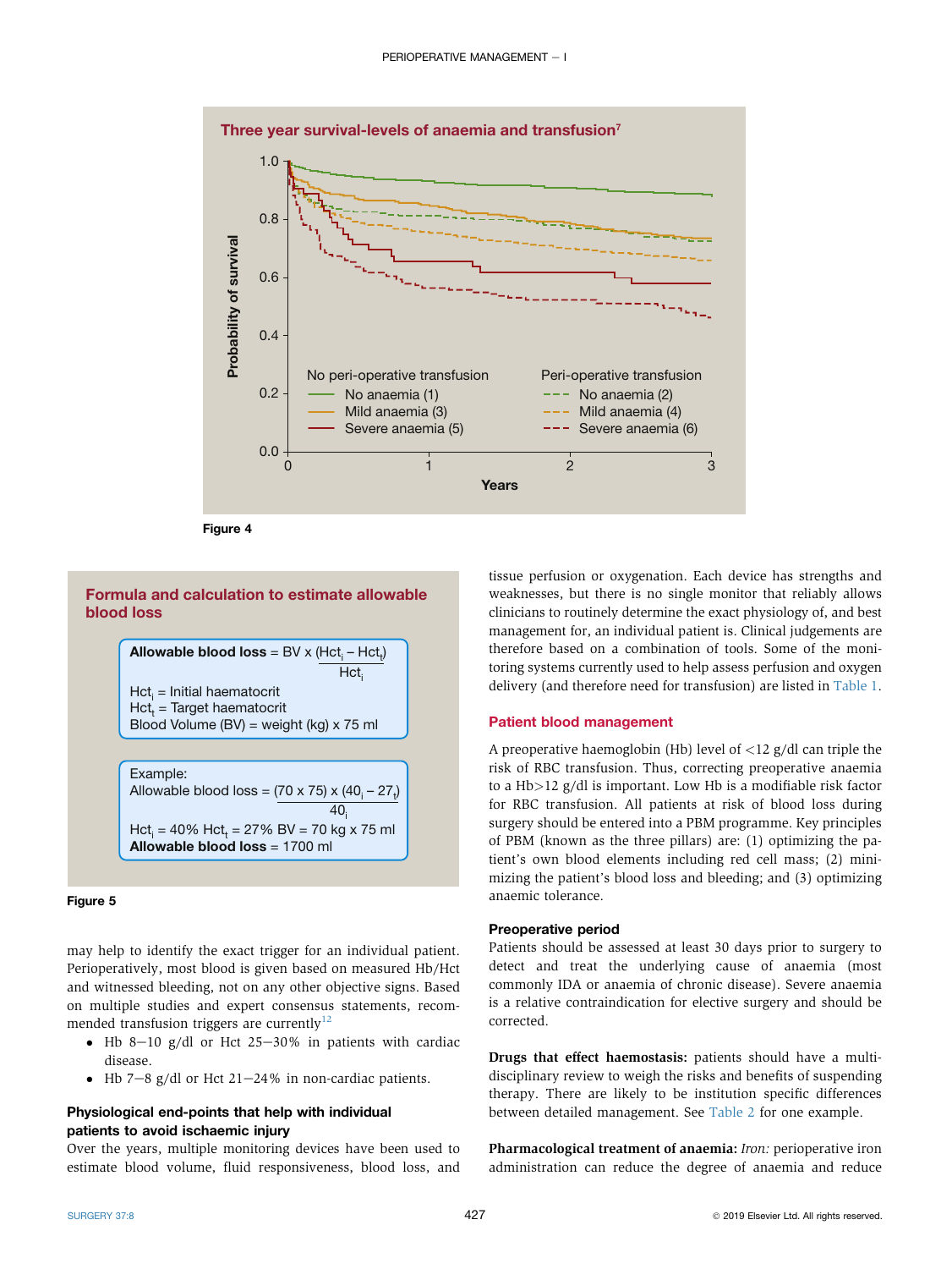**Three year survival-levels of anaemia and transfusion**[7]

Figure 4

**Formula and calculation to estimate allowable blood loss**

$$\textbf{Allowable blood loss} = BV \times \frac{(Hct_i - Hct_t)}{Hct_i}$$

$Hct_i$ = Initial haematocrit
$Hct_t$ = Target haematocrit
Blood Volume (BV) = weight (kg) x 75 ml

Example:

$$\text{Allowable blood loss} = (70 \times 75) \times \frac{(40_i - 27_t)}{40_i}$$

$Hct_i$ = 40% $Hct_t$ = 27% BV = 70 kg x 75 ml
**Allowable blood loss** = 1700 ml

Figure 5

may help to identify the exact trigger for an individual patient. Perioperatively, most blood is given based on measured Hb/Hct and witnessed bleeding, not on any other objective signs. Based on multiple studies and expert consensus statements, recommended transfusion triggers are currently[12]

- Hb 8–10 g/dl or Hct 25–30% in patients with cardiac disease.
- Hb 7–8 g/dl or Hct 21–24% in non-cardiac patients.

### Physiological end-points that help with individual patients to avoid ischaemic injury

Over the years, multiple monitoring devices have been used to estimate blood volume, fluid responsiveness, blood loss, and tissue perfusion or oxygenation. Each device has strengths and weaknesses, but there is no single monitor that reliably allows clinicians to routinely determine the exact physiology of, and best management for, an individual patient is. Clinical judgements are therefore based on a combination of tools. Some of the monitoring systems currently used to help assess perfusion and oxygen delivery (and therefore need for transfusion) are listed in Table 1.

## Patient blood management

A preoperative haemoglobin (Hb) level of <12 g/dl can triple the risk of RBC transfusion. Thus, correcting preoperative anaemia to a Hb>12 g/dl is important. Low Hb is a modifiable risk factor for RBC transfusion. All patients at risk of blood loss during surgery should be entered into a PBM programme. Key principles of PBM (known as the three pillars) are: (1) optimizing the patient's own blood elements including red cell mass; (2) minimizing the patient's blood loss and bleeding; and (3) optimizing anaemic tolerance.

### Preoperative period

Patients should be assessed at least 30 days prior to surgery to detect and treat the underlying cause of anaemia (most commonly IDA or anaemia of chronic disease). Severe anaemia is a relative contraindication for elective surgery and should be corrected.

**Drugs that effect haemostasis:** patients should have a multidisciplinary review to weigh the risks and benefits of suspending therapy. There are likely to be institution specific differences between detailed management. See Table 2 for one example.

**Pharmacological treatment of anaemia:** *Iron:* perioperative iron administration can reduce the degree of anaemia and reduce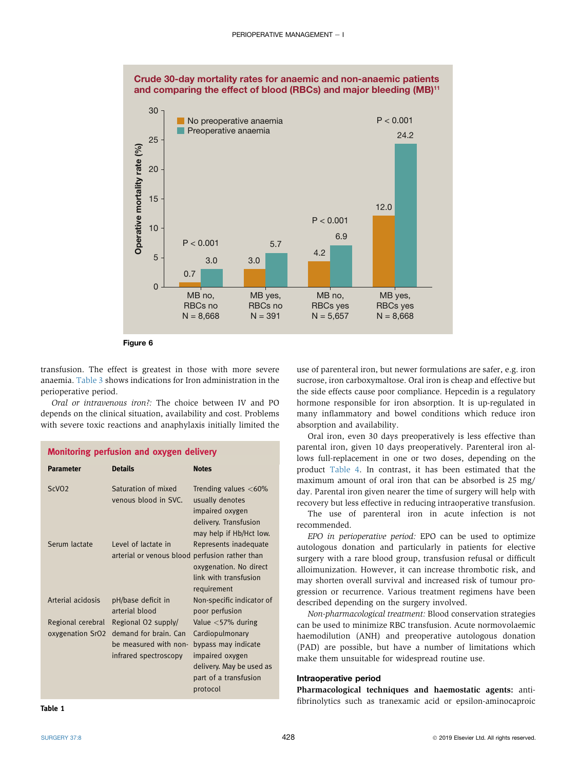**Crude 30-day mortality rates for anaemic and non-anaemic patients and comparing the effect of blood (RBCs) and major bleeding (MB)**[11]

| | MB no, RBCs no N = 8,668 | MB yes, RBCs no N = 391 | MB no, RBCs yes N = 5,657 | MB yes, RBCs yes N = 8,668 |
|---|---|---|---|---|
| No preoperative anaemia | 0.7 | 3.0 | 4.2 | 12.0 |
| Preoperative anaemia | 3.0 | 5.7 | 6.9 | 24.2 |
| P | P < 0.001 | | P < 0.001 | P < 0.001 |

Operative mortality rate (%)

**Figure 6**

transfusion. The effect is greatest in those with more severe anaemia. Table 3 shows indications for Iron administration in the perioperative period.

*Oral or intravenous iron?:* The choice between IV and PO depends on the clinical situation, availability and cost. Problems with severe toxic reactions and anaphylaxis initially limited the use of parenteral iron, but newer formulations are safer, e.g. iron sucrose, iron carboxymaltose. Oral iron is cheap and effective but the side effects cause poor compliance. Hepcedin is a regulatory hormone responsible for iron absorption. It is up-regulated in many inflammatory and bowel conditions which reduce iron absorption and availability.

Oral iron, even 30 days preoperatively is less effective than parental iron, given 10 days preoperatively. Parenteral iron allows full-replacement in one or two doses, depending on the product Table 4. In contrast, it has been estimated that the maximum amount of oral iron that can be absorbed is 25 mg/day. Parental iron given nearer the time of surgery will help with recovery but less effective in reducing intraoperative transfusion.

The use of parenteral iron in acute infection is not recommended.

*EPO in perioperative period:* EPO can be used to optimize autologous donation and particularly in patients for elective surgery with a rare blood group, transfusion refusal or difficult alloimunization. However, it can increase thrombotic risk, and may shorten overall survival and increased risk of tumour progression or recurrence. Various treatment regimens have been described depending on the surgery involved.

*Non-pharmacological treatment:* Blood conservation strategies can be used to minimize RBC transfusion. Acute normovolaemic haemodilution (ANH) and preoperative autologous donation (PAD) are possible, but have a number of limitations which make them unsuitable for widespread routine use.

**Monitoring perfusion and oxygen delivery**

| Parameter | Details | Notes |
|---|---|---|
| ScVO2 | Saturation of mixed venous blood in SVC. | Trending values <60% usually denotes impaired oxygen delivery. Transfusion may help if Hb/Hct low. |
| Serum lactate | Level of lactate in arterial or venous blood | Represents inadequate perfusion rather than oxygenation. No direct link with transfusion requirement |
| Arterial acidosis | pH/base deficit in arterial blood | Non-specific indicator of poor perfusion |
| Regional cerebral oxygenation SrO2 | Regional O2 supply/demand for brain. Can be measured with non-infrared spectroscopy | Value <57% during Cardiopulmonary bypass may indicate impaired oxygen delivery. May be used as part of a transfusion protocol |

**Table 1**

### Intraoperative period

**Pharmacological techniques and haemostatic agents:** antifibrinolytics such as tranexamic acid or epsilon-aminocaproic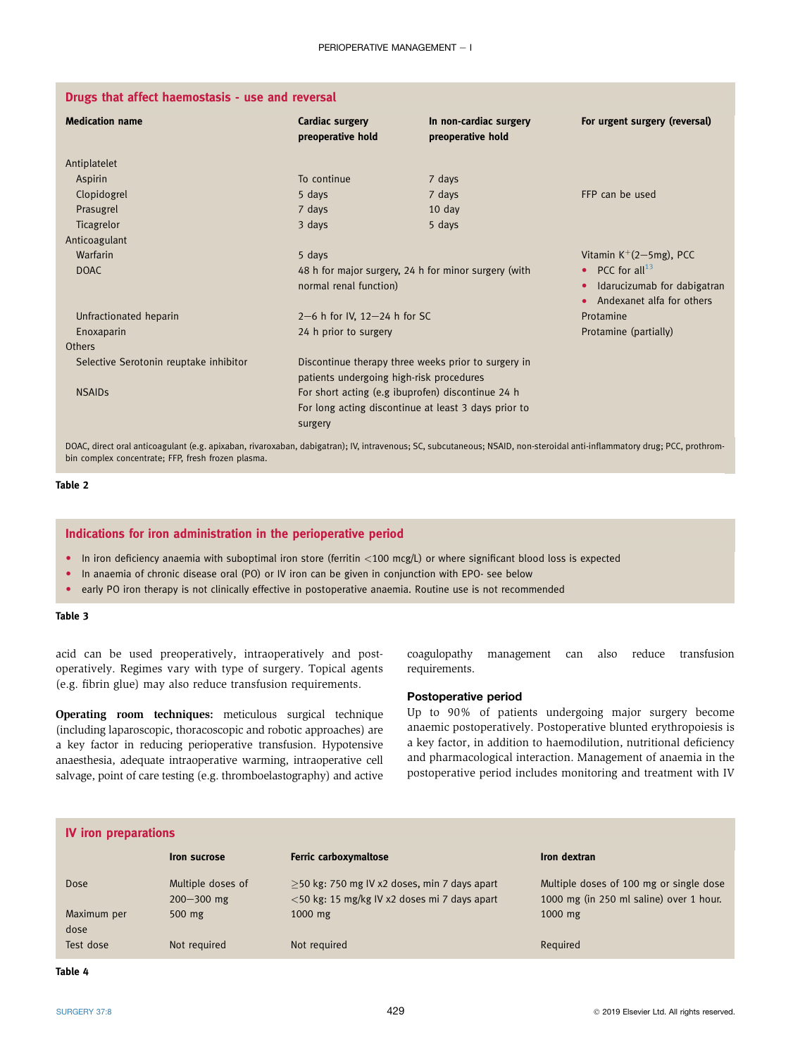### Drugs that affect haemostasis - use and reversal

| Medication name | Cardiac surgery preoperative hold | In non-cardiac surgery preoperative hold | For urgent surgery (reversal) |
|---|---|---|---|
| Antiplatelet | | | |
| Aspirin | To continue | 7 days | |
| Clopidogrel | 5 days | 7 days | FFP can be used |
| Prasugrel | 7 days | 10 day | |
| Ticagrelor | 3 days | 5 days | |
| Anticoagulant | | | |
| Warfarin | 5 days | | Vitamin $K^{+}$(2–5mg), PCC |
| DOAC | 48 h for major surgery, 24 h for minor surgery (with normal renal function) | | • PCC for all[13] • Idarucizumab for dabigatran • Andexanet alfa for others |
| Unfractionated heparin | 2–6 h for IV, 12–24 h for SC | | Protamine |
| Enoxaparin | 24 h prior to surgery | | Protamine (partially) |
| Others | | | |
| Selective Serotonin reuptake inhibitor | Discontinue therapy three weeks prior to surgery in patients undergoing high-risk procedures | | |
| NSAIDs | For short acting (e.g ibuprofen) discontinue 24 h For long acting discontinue at least 3 days prior to surgery | | |

DOAC, direct oral anticoagulant (e.g. apixaban, rivaroxaban, dabigatran); IV, intravenous; SC, subcutaneous; NSAID, non-steroidal anti-inflammatory drug; PCC, prothrombin complex concentrate; FFP, fresh frozen plasma.

**Table 2**

### Indications for iron administration in the perioperative period

- In iron deficiency anaemia with suboptimal iron store (ferritin <100 mcg/L) or where significant blood loss is expected
- In anaemia of chronic disease oral (PO) or IV iron can be given in conjunction with EPO- see below
- early PO iron therapy is not clinically effective in postoperative anaemia. Routine use is not recommended

**Table 3**

acid can be used preoperatively, intraoperatively and postoperatively. Regimes vary with type of surgery. Topical agents (e.g. fibrin glue) may also reduce transfusion requirements.

**Operating room techniques:** meticulous surgical technique (including laparoscopic, thoracoscopic and robotic approaches) are a key factor in reducing perioperative transfusion. Hypotensive anaesthesia, adequate intraoperative warming, intraoperative cell salvage, point of care testing (e.g. thromboelastography) and active coagulopathy management can also reduce transfusion requirements.

## Postoperative period

Up to 90% of patients undergoing major surgery become anaemic postoperatively. Postoperative blunted erythropoiesis is a key factor, in addition to haemodilution, nutritional deficiency and pharmacological interaction. Management of anaemia in the postoperative period includes monitoring and treatment with IV

### IV iron preparations

| | Iron sucrose | Ferric carboxymaltose | Iron dextran |
|---|---|---|---|
| Dose | Multiple doses of 200–300 mg | ≥50 kg: 750 mg IV x2 doses, min 7 days apart <50 kg: 15 mg/kg IV x2 doses mi 7 days apart | Multiple doses of 100 mg or single dose 1000 mg (in 250 ml saline) over 1 hour. |
| Maximum per dose | 500 mg | 1000 mg | 1000 mg |
| Test dose | Not required | Not required | Required |

**Table 4**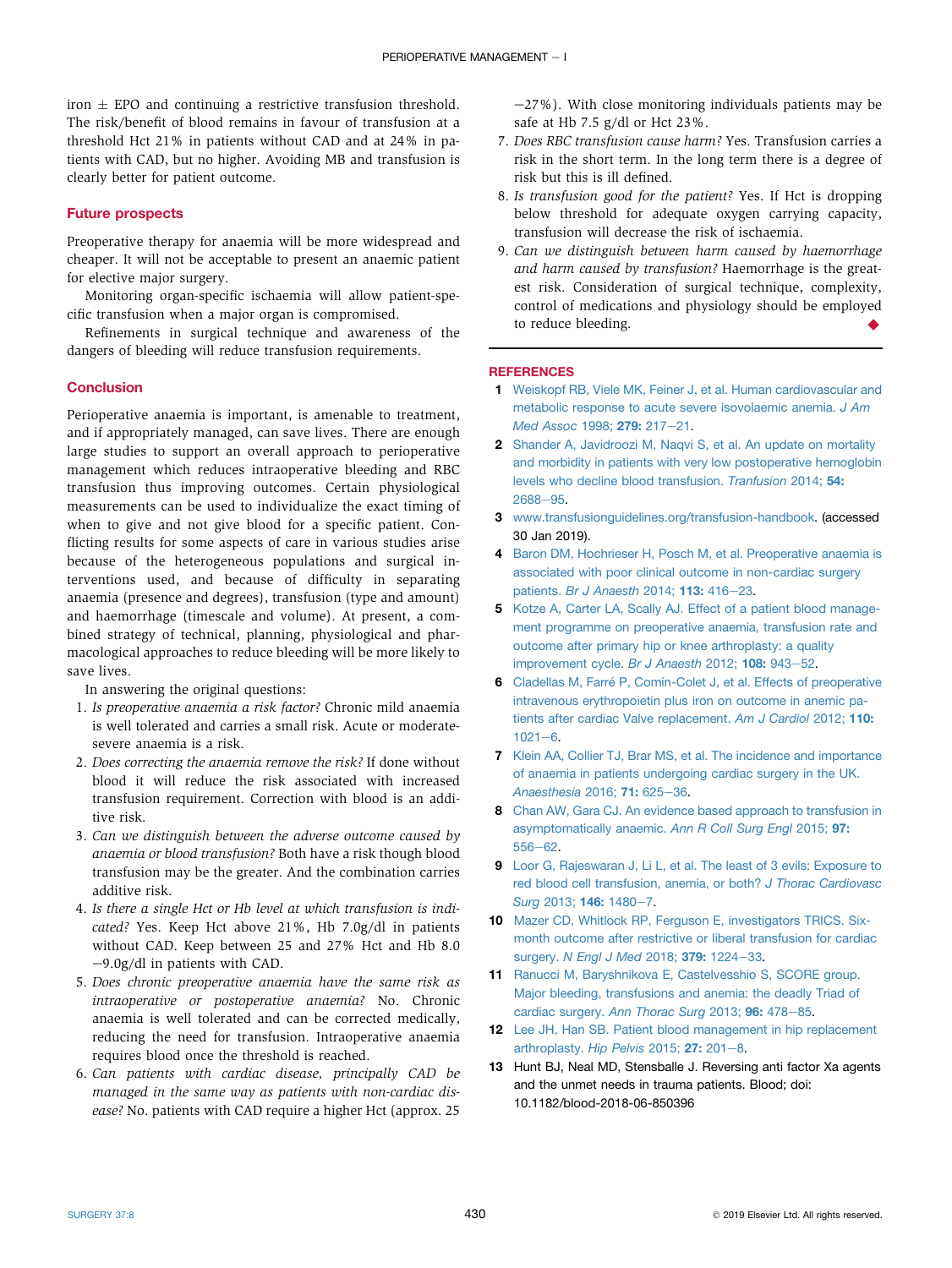iron ± EPO and continuing a restrictive transfusion threshold. The risk/benefit of blood remains in favour of transfusion at a threshold Hct 21% in patients without CAD and at 24% in patients with CAD, but no higher. Avoiding MB and transfusion is clearly better for patient outcome.

## Future prospects

Preoperative therapy for anaemia will be more widespread and cheaper. It will not be acceptable to present an anaemic patient for elective major surgery.

Monitoring organ-specific ischaemia will allow patient-specific transfusion when a major organ is compromised.

Refinements in surgical technique and awareness of the dangers of bleeding will reduce transfusion requirements.

## Conclusion

Perioperative anaemia is important, is amenable to treatment, and if appropriately managed, can save lives. There are enough large studies to support an overall approach to perioperative management which reduces intraoperative bleeding and RBC transfusion thus improving outcomes. Certain physiological measurements can be used to individualize the exact timing of when to give and not give blood for a specific patient. Conflicting results for some aspects of care in various studies arise because of the heterogeneous populations and surgical interventions used, and because of difficulty in separating anaemia (presence and degrees), transfusion (type and amount) and haemorrhage (timescale and volume). At present, a combined strategy of technical, planning, physiological and pharmacological approaches to reduce bleeding will be more likely to save lives.

In answering the original questions:

1. *Is preoperative anaemia a risk factor?* Chronic mild anaemia is well tolerated and carries a small risk. Acute or moderate-severe anaemia is a risk.
2. *Does correcting the anaemia remove the risk?* If done without blood it will reduce the risk associated with increased transfusion requirement. Correction with blood is an additive risk.
3. *Can we distinguish between the adverse outcome caused by anaemia or blood transfusion?* Both have a risk though blood transfusion may be the greater. And the combination carries additive risk.
4. *Is there a single Hct or Hb level at which transfusion is indicated?* Yes. Keep Hct above 21%, Hb 7.0g/dl in patients without CAD. Keep between 25 and 27% Hct and Hb 8.0−9.0g/dl in patients with CAD.
5. *Does chronic preoperative anaemia have the same risk as intraoperative or postoperative anaemia?* No. Chronic anaemia is well tolerated and can be corrected medically, reducing the need for transfusion. Intraoperative anaemia requires blood once the threshold is reached.
6. *Can patients with cardiac disease, principally CAD be managed in the same way as patients with non-cardiac disease?* No. patients with CAD require a higher Hct (approx. 25−27%). With close monitoring individuals patients may be safe at Hb 7.5 g/dl or Hct 23%.
7. *Does RBC transfusion cause harm?* Yes. Transfusion carries a risk in the short term. In the long term there is a degree of risk but this is ill defined.
8. *Is transfusion good for the patient?* Yes. If Hct is dropping below threshold for adequate oxygen carrying capacity, transfusion will decrease the risk of ischaemia.
9. *Can we distinguish between harm caused by haemorrhage and harm caused by transfusion?* Haemorrhage is the greatest risk. Consideration of surgical technique, complexity, control of medications and physiology should be employed to reduce bleeding. ◆

## REFERENCES

1. Weiskopf RB, Viele MK, Feiner J, et al. Human cardiovascular and metabolic response to acute severe isovolaemic anemia. *J Am Med Assoc* 1998; **279:** 217−21.
2. Shander A, Javidroozi M, Naqvi S, et al. An update on mortality and morbidity in patients with very low postoperative hemoglobin levels who decline blood transfusion. *Tranfusion* 2014; **54:** 2688−95.
3. www.transfusionguidelines.org/transfusion-handbook. (accessed 30 Jan 2019).
4. Baron DM, Hochrieser H, Posch M, et al. Preoperative anaemia is associated with poor clinical outcome in non-cardiac surgery patients. *Br J Anaesth* 2014; **113:** 416−23.
5. Kotze A, Carter LA, Scally AJ. Effect of a patient blood management programme on preoperative anaemia, transfusion rate and outcome after primary hip or knee arthroplasty: a quality improvement cycle. *Br J Anaesth* 2012; **108:** 943−52.
6. Cladellas M, Farré P, Comin-Colet J, et al. Effects of preoperative intravenous erythropoietin plus iron on outcome in anemic patients after cardiac Valve replacement. *Am J Cardiol* 2012; **110:** 1021−6.
7. Klein AA, Collier TJ, Brar MS, et al. The incidence and importance of anaemia in patients undergoing cardiac surgery in the UK. *Anaesthesia* 2016; **71:** 625−36.
8. Chan AW, Gara CJ. An evidence based approach to transfusion in asymptomatically anaemic. *Ann R Coll Surg Engl* 2015; **97:** 556−62.
9. Loor G, Rajeswaran J, Li L, et al. The least of 3 evils: Exposure to red blood cell transfusion, anemia, or both? *J Thorac Cardiovasc Surg* 2013; **146:** 1480−7.
10. Mazer CD, Whitlock RP, Ferguson E, investigators TRICS. Six-month outcome after restrictive or liberal transfusion for cardiac surgery. *N Engl J Med* 2018; **379:** 1224−33.
11. Ranucci M, Baryshnikova E, Castelvesshio S, SCORE group. Major bleeding, transfusions and anemia: the deadly Triad of cardiac surgery. *Ann Thorac Surg* 2013; **96:** 478−85.
12. Lee JH, Han SB. Patient blood management in hip replacement arthroplasty. *Hip Pelvis* 2015; **27:** 201−8.
13. Hunt BJ, Neal MD, Stensballe J. Reversing anti factor Xa agents and the unmet needs in trauma patients. Blood; doi: 10.1182/blood-2018-06-850396